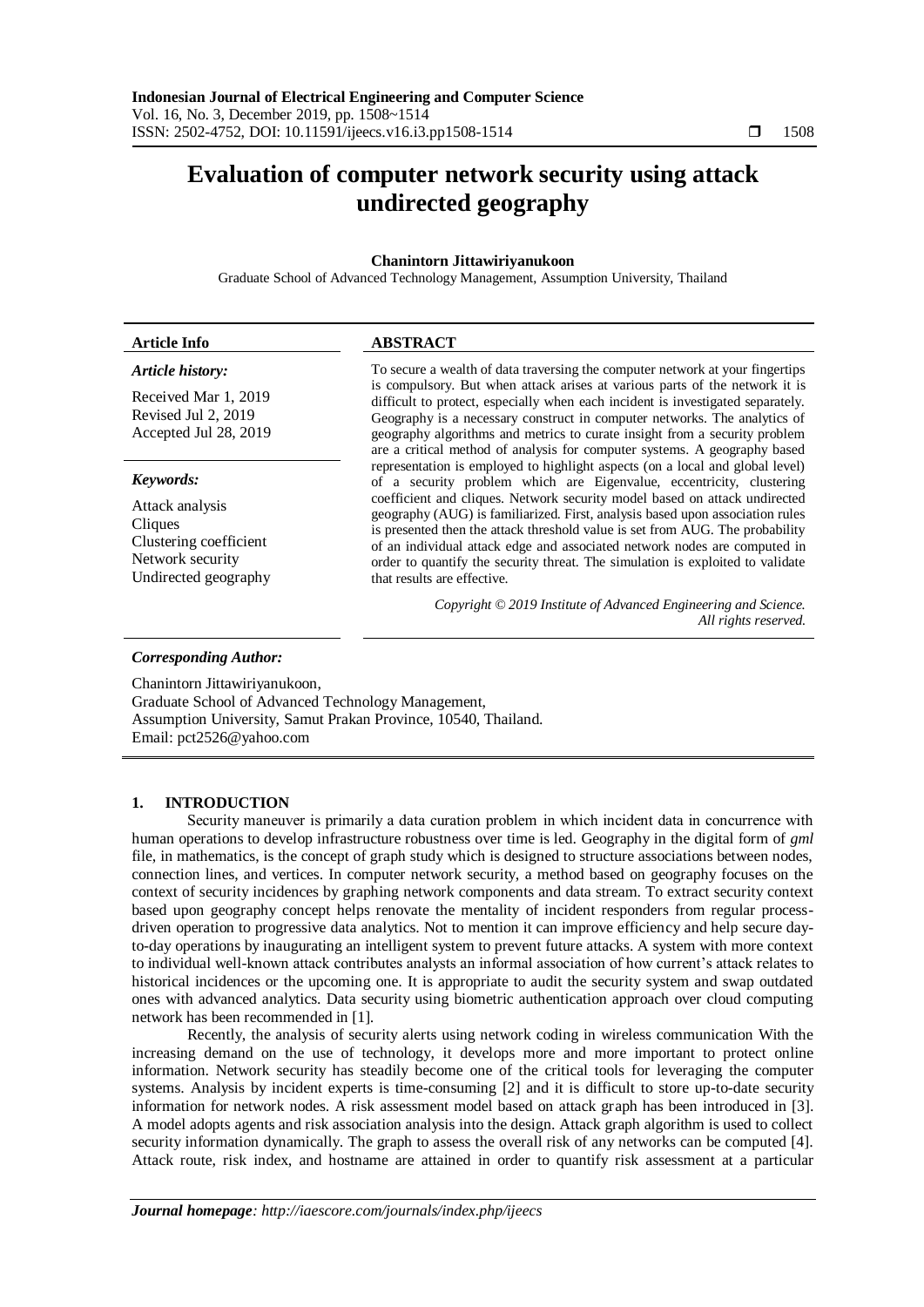# Evaluation of computer network security using attack undirected geography

**Chanintorn Jittawiriyanukoon**

Graduate School of Advanced Technology Management, Assumption University, Thailand

| **Article Info** | **ABSTRACT** |
|---|---|
| ***Article history:*** <br> Received Mar 1, 2019 <br> Revised Jul 2, 2019 <br> Accepted Jul 28, 2019 <br><br> ***Keywords:*** <br> Attack analysis <br> Cliques <br> Clustering coefficient <br> Network security <br> Undirected geography | To secure a wealth of data traversing the computer network at your fingertips is compulsory. But when attack arises at various parts of the network it is difficult to protect, especially when each incident is investigated separately. Geography is a necessary construct in computer networks. The analytics of geography algorithms and metrics to curate insight from a security problem are a critical method of analysis for computer systems. A geography based representation is employed to highlight aspects (on a local and global level) of a security problem which are Eigenvalue, eccentricity, clustering coefficient and cliques. Network security model based on attack undirected geography (AUG) is familiarized. First, analysis based upon association rules is presented then the attack threshold value is set from AUG. The probability of an individual attack edge and associated network nodes are computed in order to quantify the security threat. The simulation is exploited to validate that results are effective. <br><br> *Copyright © 2019 Institute of Advanced Engineering and Science. All rights reserved.* |

***Corresponding Author:***

Chanintorn Jittawiriyanukoon,
Graduate School of Advanced Technology Management,
Assumption University, Samut Prakan Province, 10540, Thailand.
Email: pct2526@yahoo.com

## 1. INTRODUCTION

Security maneuver is primarily a data curation problem in which incident data in concurrence with human operations to develop infrastructure robustness over time is led. Geography in the digital form of *gml* file, in mathematics, is the concept of graph study which is designed to structure associations between nodes, connection lines, and vertices. In computer network security, a method based on geography focuses on the context of security incidences by graphing network components and data stream. To extract security context based upon geography concept helps renovate the mentality of incident responders from regular process-driven operation to progressive data analytics. Not to mention it can improve efficiency and help secure day-to-day operations by inaugurating an intelligent system to prevent future attacks. A system with more context to individual well-known attack contributes analysts an informal association of how current's attack relates to historical incidences or the upcoming one. It is appropriate to audit the security system and swap outdated ones with advanced analytics. Data security using biometric authentication approach over cloud computing network has been recommended in [1].

Recently, the analysis of security alerts using network coding in wireless communication With the increasing demand on the use of technology, it develops more and more important to protect online information. Network security has steadily become one of the critical tools for leveraging the computer systems. Analysis by incident experts is time-consuming [2] and it is difficult to store up-to-date security information for network nodes. A risk assessment model based on attack graph has been introduced in [3]. A model adopts agents and risk association analysis into the design. Attack graph algorithm is used to collect security information dynamically. The graph to assess the overall risk of any networks can be computed [4]. Attack route, risk index, and hostname are attained in order to quantify risk assessment at a particular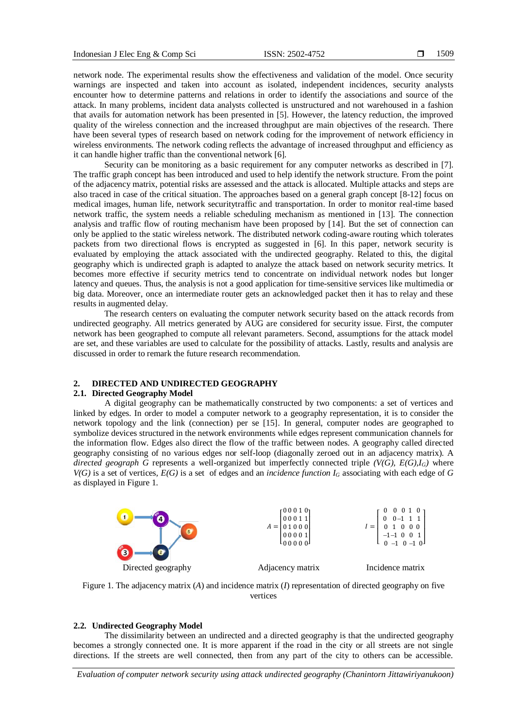network node. The experimental results show the effectiveness and validation of the model. Once security warnings are inspected and taken into account as isolated, independent incidences, security analysts encounter how to determine patterns and relations in order to identify the associations and source of the attack. In many problems, incident data analysts collected is unstructured and not warehoused in a fashion that avails for automation network has been presented in [5]. However, the latency reduction, the improved quality of the wireless connection and the increased throughput are main objectives of the research. There have been several types of research based on network coding for the improvement of network efficiency in wireless environments. The network coding reflects the advantage of increased throughput and efficiency as it can handle higher traffic than the conventional network [6].

Security can be monitoring as a basic requirement for any computer networks as described in [7]. The traffic graph concept has been introduced and used to help identify the network structure. From the point of the adjacency matrix, potential risks are assessed and the attack is allocated. Multiple attacks and steps are also traced in case of the critical situation. The approaches based on a general graph concept [8-12] focus on medical images, human life, network securitytraffic and transportation. In order to monitor real-time based network traffic, the system needs a reliable scheduling mechanism as mentioned in [13]. The connection analysis and traffic flow of routing mechanism have been proposed by [14]. But the set of connection can only be applied to the static wireless network. The distributed network coding-aware routing which tolerates packets from two directional flows is encrypted as suggested in [6]. In this paper, network security is evaluated by employing the attack associated with the undirected geography. Related to this, the digital geography which is undirected graph is adapted to analyze the attack based on network security metrics. It becomes more effective if security metrics tend to concentrate on individual network nodes but longer latency and queues. Thus, the analysis is not a good application for time-sensitive services like multimedia or big data. Moreover, once an intermediate router gets an acknowledged packet then it has to relay and these results in augmented delay.

The research centers on evaluating the computer network security based on the attack records from undirected geography. All metrics generated by AUG are considered for security issue. First, the computer network has been geographed to compute all relevant parameters. Second, assumptions for the attack model are set, and these variables are used to calculate for the possibility of attacks. Lastly, results and analysis are discussed in order to remark the future research recommendation.

## 2. DIRECTED AND UNDIRECTED GEOGRAPHY

### 2.1. Directed Geography Model

A digital geography can be mathematically constructed by two components: a set of vertices and linked by edges. In order to model a computer network to a geography representation, it is to consider the network topology and the link (connection) per se [15]. In general, computer nodes are geographed to symbolize devices structured in the network environments while edges represent communication channels for the information flow. Edges also direct the flow of the traffic between nodes. A geography called directed geography consisting of no various edges nor self-loop (diagonally zeroed out in an adjacency matrix). A *directed geograph G* represents a well-organized but imperfectly connected triple $(V(G), E(G), I_G)$ where $V(G)$ is a set of vertices, $E(G)$ is a set of edges and an *incidence function* $I_G$ associating with each edge of $G$ as displayed in Figure 1.

Directed geography

$$A = \begin{bmatrix} 0 & 0 & 0 & 1 & 0 \\ 0 & 0 & 0 & 1 & 1 \\ 0 & 1 & 0 & 0 & 0 \\ 0 & 0 & 0 & 0 & 1 \\ 0 & 0 & 0 & 0 & 0 \end{bmatrix}$$

Adjacency matrix

$$I = \begin{bmatrix} 0 & 0 & 0 & 1 & 0 \\ 0 & 0 & -1 & 1 & 1 \\ 0 & 1 & 0 & 0 & 0 \\ -1 & -1 & 0 & 0 & 1 \\ 0 & -1 & 0 & -1 & 0 \end{bmatrix}$$

Incidence matrix

Figure 1. The adjacency matrix ($A$) and incidence matrix ($I$) representation of directed geography on five vertices

### 2.2. Undirected Geography Model

The dissimilarity between an undirected and a directed geography is that the undirected geography becomes a strongly connected one. It is more apparent if the road in the city or all streets are not single directions. If the streets are well connected, then from any part of the city to others can be accessible.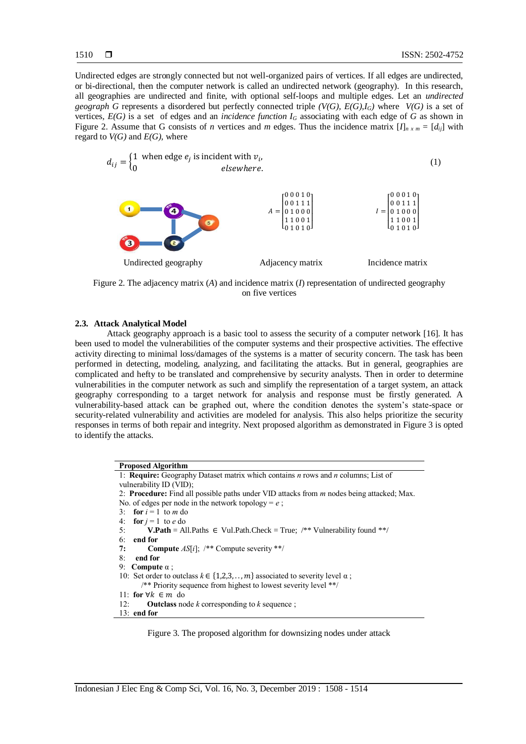Undirected edges are strongly connected but not well-organized pairs of vertices. If all edges are undirected, or bi-directional, then the computer network is called an undirected network (geography). In this research, all geographies are undirected and finite, with optional self-loops and multiple edges. Let an *undirected geograph G* represents a disordered but perfectly connected triple *(V(G), E(G),$I_G$)* where *V(G)* is a set of vertices, *E(G)* is a set of edges and an *incidence function* $I_G$ associating with each edge of *G* as shown in Figure 2. Assume that G consists of *n* vertices and *m* edges. Thus the incidence matrix $[I]_{n \times m} = [d_{ij}]$ with regard to *V(G)* and *E(G)*, where

$$d_{ij} = \begin{cases} 1 & \text{when edge } e_j \text{ is incident with } v_i, \\ 0 & \text{elsewhere.} \end{cases} \tag{1}$$

$$A = \begin{bmatrix} 0 & 0 & 0 & 1 & 0 \\ 0 & 0 & 1 & 1 & 1 \\ 0 & 1 & 0 & 0 & 0 \\ 1 & 1 & 0 & 0 & 1 \\ 0 & 1 & 0 & 1 & 0 \end{bmatrix} \qquad I = \begin{bmatrix} 0 & 0 & 0 & 1 & 0 \\ 0 & 0 & 1 & 1 & 1 \\ 0 & 1 & 0 & 0 & 0 \\ 1 & 1 & 0 & 0 & 1 \\ 0 & 1 & 0 & 1 & 0 \end{bmatrix}$$

Undirected geography — Adjacency matrix — Incidence matrix

Figure 2. The adjacency matrix (*A*) and incidence matrix (*I*) representation of undirected geography on five vertices

### 2.3. Attack Analytical Model

Attack geography approach is a basic tool to assess the security of a computer network [16]. It has been used to model the vulnerabilities of the computer systems and their prospective activities. The effective activity directing to minimal loss/damages of the systems is a matter of security concern. The task has been performed in detecting, modeling, analyzing, and facilitating the attacks. But in general, geographies are complicated and hefty to be translated and comprehensive by security analysts. Then in order to determine vulnerabilities in the computer network as such and simplify the representation of a target system, an attack geography corresponding to a target network for analysis and response must be firstly generated. A vulnerability-based attack can be graphed out, where the condition denotes the system's state-space or security-related vulnerability and activities are modeled for analysis. This also helps prioritize the security responses in terms of both repair and integrity. Next proposed algorithm as demonstrated in Figure 3 is opted to identify the attacks.

```
Proposed Algorithm
1:  Require: Geography Dataset matrix which contains n rows and n columns; List of
    vulnerability ID (VID);
2:  Procedure: Find all possible paths under VID attacks from m nodes being attacked; Max.
    No. of edges per node in the network topology = e ;
3:    for i = 1  to m do
4:    for j = 1  to e do
5:          V.Path = All.Paths ∈ Vul.Path.Check = True;  /** Vulnerability found **/
6:    end for
7:          Compute AS[i];  /** Compute severity **/
8:    end for
9:  Compute α ;
10: Set order to outclass k ∈ {1,2,3,..,m} associated to severity level α ;
         /** Priority sequence from highest to lowest severity level **/
11: for ∀k ∈ m  do
12:         Outclass node k corresponding to k sequence ;
13: end for
```

Figure 3. The proposed algorithm for downsizing nodes under attack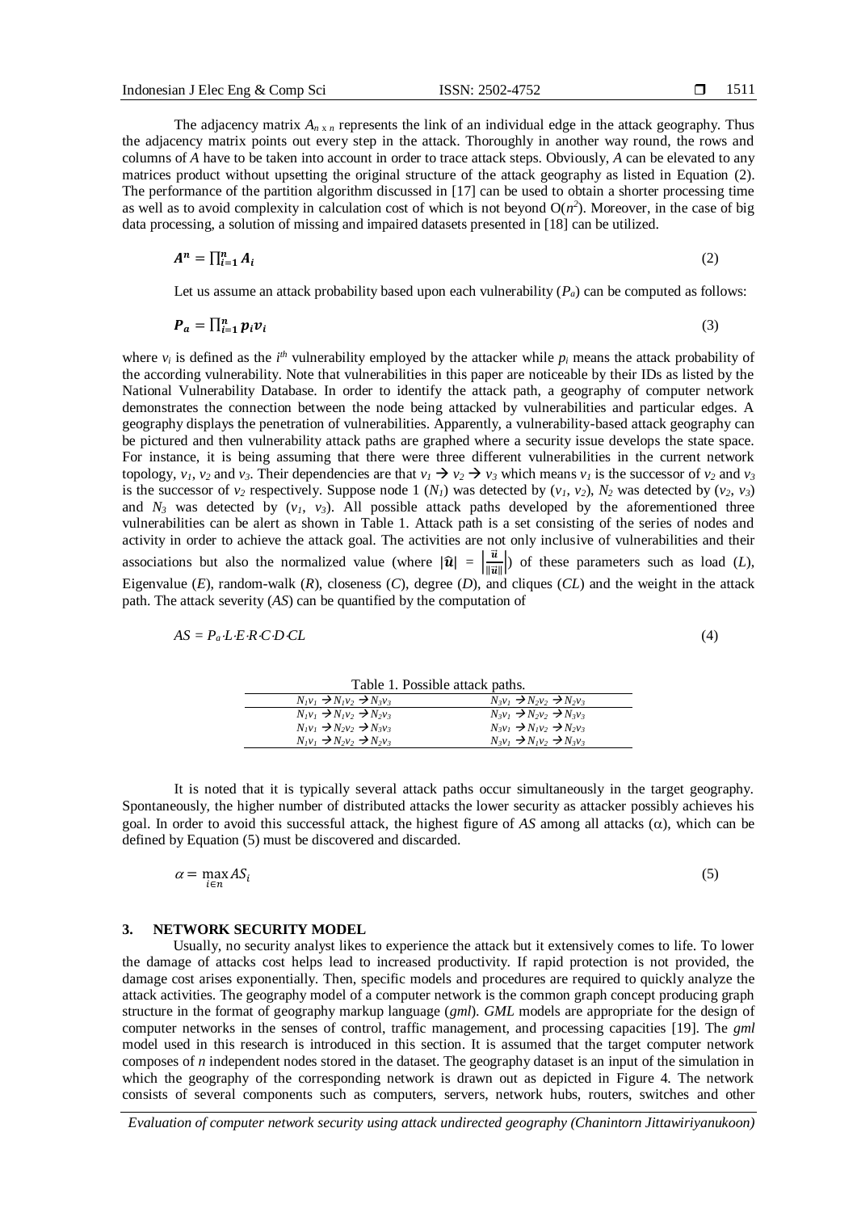The adjacency matrix $A_{n \times n}$ represents the link of an individual edge in the attack geography. Thus the adjacency matrix points out every step in the attack. Thoroughly in another way round, the rows and columns of *A* have to be taken into account in order to trace attack steps. Obviously, *A* can be elevated to any matrices product without upsetting the original structure of the attack geography as listed in Equation (2). The performance of the partition algorithm discussed in [17] can be used to obtain a shorter processing time as well as to avoid complexity in calculation cost of which is not beyond $O(n^2)$. Moreover, in the case of big data processing, a solution of missing and impaired datasets presented in [18] can be utilized.

$$\boldsymbol{A^n = \prod_{i=1}^{n} A_i} \tag{2}$$

Let us assume an attack probability based upon each vulnerability ($P_a$) can be computed as follows:

$$\boldsymbol{P_a = \prod_{i=1}^{n} p_i v_i} \tag{3}$$

where $v_i$ is defined as the $i^{th}$ vulnerability employed by the attacker while $p_i$ means the attack probability of the according vulnerability. Note that vulnerabilities in this paper are noticeable by their IDs as listed by the National Vulnerability Database. In order to identify the attack path, a geography of computer network demonstrates the connection between the node being attacked by vulnerabilities and particular edges. A geography displays the penetration of vulnerabilities. Apparently, a vulnerability-based attack geography can be pictured and then vulnerability attack paths are graphed where a security issue develops the state space. For instance, it is being assuming that there were three different vulnerabilities in the current network topology, $v_1$, $v_2$ and $v_3$. Their dependencies are that $v_1 \rightarrow v_2 \rightarrow v_3$ which means $v_1$ is the successor of $v_2$ and $v_3$ is the successor of $v_2$ respectively. Suppose node 1 ($N_1$) was detected by ($v_1$, $v_2$), $N_2$ was detected by ($v_2$, $v_3$) and $N_3$ was detected by ($v_1$, $v_3$). All possible attack paths developed by the aforementioned three vulnerabilities can be alert as shown in Table 1. Attack path is a set consisting of the series of nodes and activity in order to achieve the attack goal. The activities are not only inclusive of vulnerabilities and their associations but also the normalized value (where $|\hat{u}| = \left|\frac{\vec{u}}{\|\vec{u}\|}\right|$) of these parameters such as load (*L*), Eigenvalue (*E*), random-walk (*R*), closeness (*C*), degree (*D*), and cliques (*CL*) and the weight in the attack path. The attack severity (*AS*) can be quantified by the computation of

$$AS = P_a \cdot L \cdot E \cdot R \cdot C \cdot D \cdot CL \tag{4}$$

Table 1. Possible attack paths.

| | |
|---|---|
| $N_1v_1 \rightarrow N_1v_2 \rightarrow N_3v_3$ | $N_3v_1 \rightarrow N_2v_2 \rightarrow N_2v_3$ |
| $N_1v_1 \rightarrow N_1v_2 \rightarrow N_2v_3$ | $N_3v_1 \rightarrow N_2v_2 \rightarrow N_3v_3$ |
| $N_1v_1 \rightarrow N_2v_2 \rightarrow N_3v_3$ | $N_3v_1 \rightarrow N_1v_2 \rightarrow N_2v_3$ |
| $N_1v_1 \rightarrow N_2v_2 \rightarrow N_2v_3$ | $N_3v_1 \rightarrow N_1v_2 \rightarrow N_3v_3$ |

It is noted that it is typically several attack paths occur simultaneously in the target geography. Spontaneously, the higher number of distributed attacks the lower security as attacker possibly achieves his goal. In order to avoid this successful attack, the highest figure of *AS* among all attacks ($\alpha$), which can be defined by Equation (5) must be discovered and discarded.

$$\alpha = \max_{i \in n} AS_i \tag{5}$$

## 3. NETWORK SECURITY MODEL

Usually, no security analyst likes to experience the attack but it extensively comes to life. To lower the damage of attacks cost helps lead to increased productivity. If rapid protection is not provided, the damage cost arises exponentially. Then, specific models and procedures are required to quickly analyze the attack activities. The geography model of a computer network is the common graph concept producing graph structure in the format of geography markup language (*gml*). *GML* models are appropriate for the design of computer networks in the senses of control, traffic management, and processing capacities [19]. The *gml* model used in this research is introduced in this section. It is assumed that the target computer network composes of *n* independent nodes stored in the dataset. The geography dataset is an input of the simulation in which the geography of the corresponding network is drawn out as depicted in Figure 4. The network consists of several components such as computers, servers, network hubs, routers, switches and other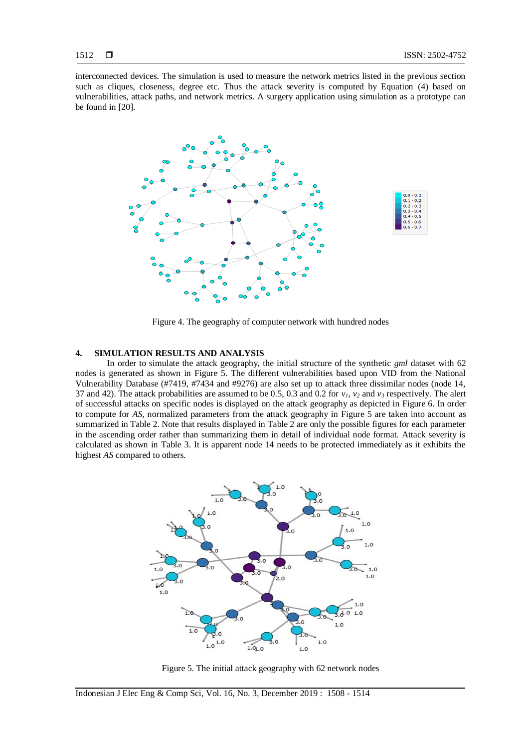interconnected devices. The simulation is used to measure the network metrics listed in the previous section such as cliques, closeness, degree etc. Thus the attack severity is computed by Equation (4) based on vulnerabilities, attack paths, and network metrics. A surgery application using simulation as a prototype can be found in [20].

Figure 4. The geography of computer network with hundred nodes

## 4. SIMULATION RESULTS AND ANALYSIS

In order to simulate the attack geography, the initial structure of the synthetic *gml* dataset with 62 nodes is generated as shown in Figure 5. The different vulnerabilities based upon VID from the National Vulnerability Database (#7419, #7434 and #9276) are also set up to attack three dissimilar nodes (node 14, 37 and 42). The attack probabilities are assumed to be 0.5, 0.3 and 0.2 for $v_1$, $v_2$ and $v_3$ respectively. The alert of successful attacks on specific nodes is displayed on the attack geography as depicted in Figure 6. In order to compute for *AS*, normalized parameters from the attack geography in Figure 5 are taken into account as summarized in Table 2. Note that results displayed in Table 2 are only the possible figures for each parameter in the ascending order rather than summarizing them in detail of individual node format. Attack severity is calculated as shown in Table 3. It is apparent node 14 needs to be protected immediately as it exhibits the highest *AS* compared to others.

Figure 5. The initial attack geography with 62 network nodes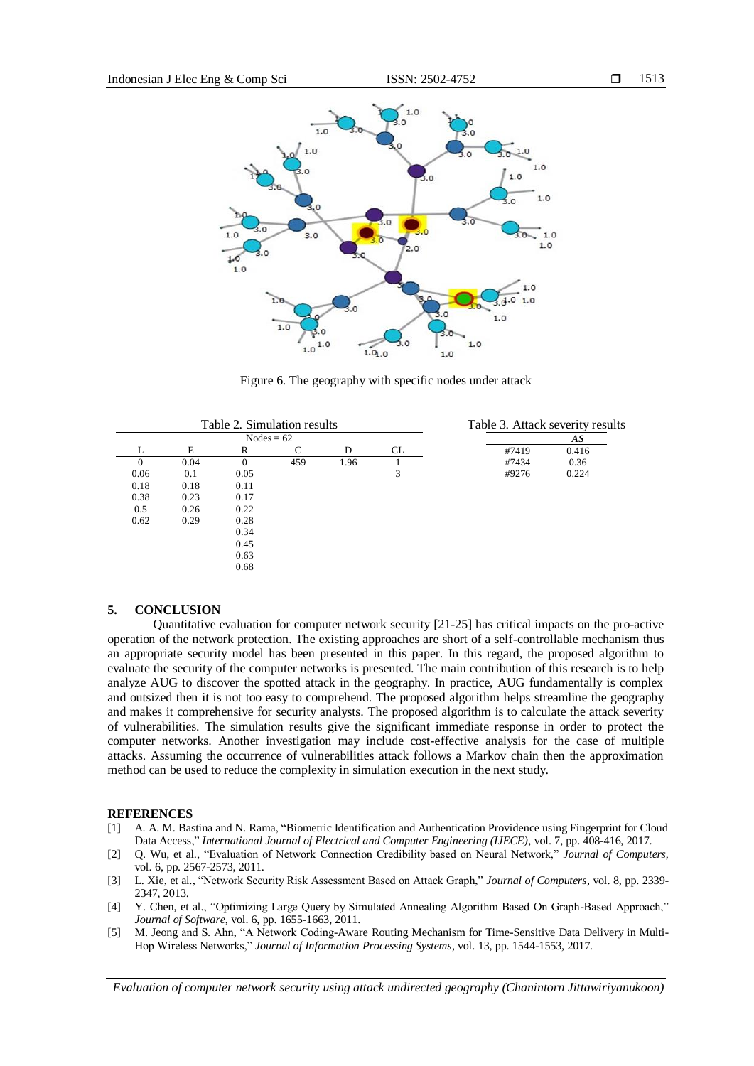Figure 6. The geography with specific nodes under attack

Table 2. Simulation results

| Nodes = 62 | | | | | |
|---|---|---|---|---|---|
| L | E | R | C | D | CL |
| 0 | 0.04 | 0 | 459 | 1.96 | 1 |
| 0.06 | 0.1 | 0.05 | | | 3 |
| 0.18 | 0.18 | 0.11 | | | |
| 0.38 | 0.23 | 0.17 | | | |
| 0.5 | 0.26 | 0.22 | | | |
| 0.62 | 0.29 | 0.28 | | | |
| | | 0.34 | | | |
| | | 0.45 | | | |
| | | 0.63 | | | |
| | | 0.68 | | | |

Table 3. Attack severity results

| | *AS* |
|---|---|
| #7419 | 0.416 |
| #7434 | 0.36 |
| #9276 | 0.224 |

## 5. CONCLUSION

Quantitative evaluation for computer network security [21-25] has critical impacts on the pro-active operation of the network protection. The existing approaches are short of a self-controllable mechanism thus an appropriate security model has been presented in this paper. In this regard, the proposed algorithm to evaluate the security of the computer networks is presented. The main contribution of this research is to help analyze AUG to discover the spotted attack in the geography. In practice, AUG fundamentally is complex and outsized then it is not too easy to comprehend. The proposed algorithm helps streamline the geography and makes it comprehensive for security analysts. The proposed algorithm is to calculate the attack severity of vulnerabilities. The simulation results give the significant immediate response in order to protect the computer networks. Another investigation may include cost-effective analysis for the case of multiple attacks. Assuming the occurrence of vulnerabilities attack follows a Markov chain then the approximation method can be used to reduce the complexity in simulation execution in the next study.

## REFERENCES

[1] A. A. M. Bastina and N. Rama, "Biometric Identification and Authentication Providence using Fingerprint for Cloud Data Access," *International Journal of Electrical and Computer Engineering (IJECE)*, vol. 7, pp. 408-416, 2017.

[2] Q. Wu, et al., "Evaluation of Network Connection Credibility based on Neural Network," *Journal of Computers*, vol. 6, pp. 2567-2573, 2011.

[3] L. Xie, et al., "Network Security Risk Assessment Based on Attack Graph," *Journal of Computers*, vol. 8, pp. 2339-2347, 2013.

[4] Y. Chen, et al., "Optimizing Large Query by Simulated Annealing Algorithm Based On Graph-Based Approach," *Journal of Software*, vol. 6, pp. 1655-1663, 2011.

[5] M. Jeong and S. Ahn, "A Network Coding-Aware Routing Mechanism for Time-Sensitive Data Delivery in Multi-Hop Wireless Networks," *Journal of Information Processing Systems*, vol. 13, pp. 1544-1553, 2017.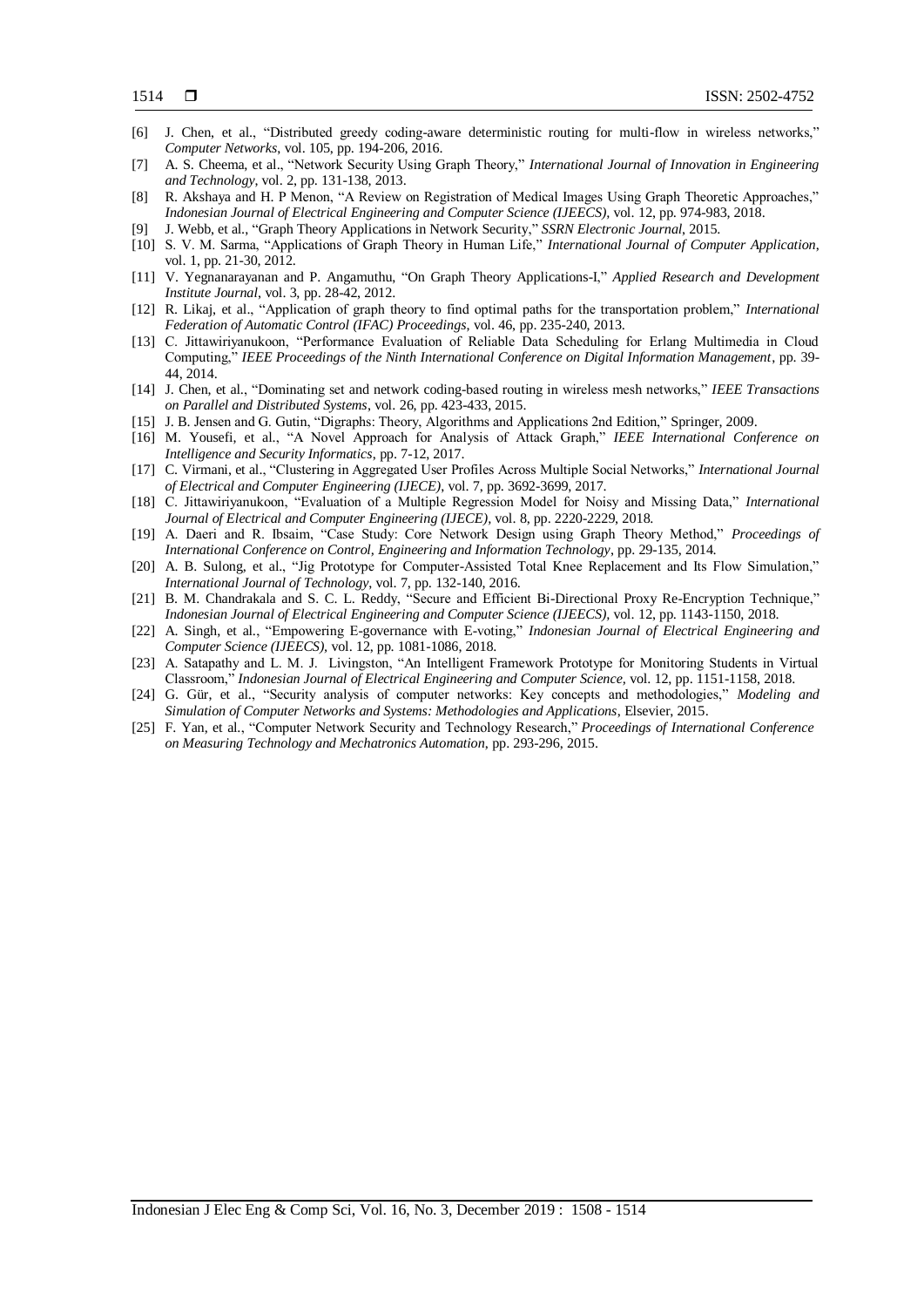[6] J. Chen, et al., "Distributed greedy coding-aware deterministic routing for multi-flow in wireless networks," *Computer Networks*, vol. 105, pp. 194-206, 2016.

[7] A. S. Cheema, et al., "Network Security Using Graph Theory," *International Journal of Innovation in Engineering and Technology*, vol. 2, pp. 131-138, 2013.

[8] R. Akshaya and H. P Menon, "A Review on Registration of Medical Images Using Graph Theoretic Approaches," *Indonesian Journal of Electrical Engineering and Computer Science (IJEECS)*, vol. 12, pp. 974-983, 2018.

[9] J. Webb, et al., "Graph Theory Applications in Network Security," *SSRN Electronic Journal*, 2015.

[10] S. V. M. Sarma, "Applications of Graph Theory in Human Life," *International Journal of Computer Application*, vol. 1, pp. 21-30, 2012.

[11] V. Yegnanarayanan and P. Angamuthu, "On Graph Theory Applications-I," *Applied Research and Development Institute Journal*, vol. 3, pp. 28-42, 2012.

[12] R. Likaj, et al., "Application of graph theory to find optimal paths for the transportation problem," *International Federation of Automatic Control (IFAC) Proceedings*, vol. 46, pp. 235-240, 2013.

[13] C. Jittawiriyanukoon, "Performance Evaluation of Reliable Data Scheduling for Erlang Multimedia in Cloud Computing," *IEEE Proceedings of the Ninth International Conference on Digital Information Management*, pp. 39-44, 2014.

[14] J. Chen, et al., "Dominating set and network coding-based routing in wireless mesh networks," *IEEE Transactions on Parallel and Distributed Systems*, vol. 26, pp. 423-433, 2015.

[15] J. B. Jensen and G. Gutin, "Digraphs: Theory, Algorithms and Applications 2nd Edition," Springer, 2009.

[16] M. Yousefi, et al., "A Novel Approach for Analysis of Attack Graph," *IEEE International Conference on Intelligence and Security Informatics*, pp. 7-12, 2017.

[17] C. Virmani, et al., "Clustering in Aggregated User Profiles Across Multiple Social Networks," *International Journal of Electrical and Computer Engineering (IJECE)*, vol. 7, pp. 3692-3699, 2017.

[18] C. Jittawiriyanukoon, "Evaluation of a Multiple Regression Model for Noisy and Missing Data," *International Journal of Electrical and Computer Engineering (IJECE)*, vol. 8, pp. 2220-2229, 2018.

[19] A. Daeri and R. Ibsaim, "Case Study: Core Network Design using Graph Theory Method," *Proceedings of International Conference on Control, Engineering and Information Technology*, pp. 29-135, 2014.

[20] A. B. Sulong, et al., "Jig Prototype for Computer-Assisted Total Knee Replacement and Its Flow Simulation," *International Journal of Technology*, vol. 7, pp. 132-140, 2016.

[21] B. M. Chandrakala and S. C. L. Reddy, "Secure and Efficient Bi-Directional Proxy Re-Encryption Technique," *Indonesian Journal of Electrical Engineering and Computer Science (IJEECS)*, vol. 12, pp. 1143-1150, 2018.

[22] A. Singh, et al., "Empowering E-governance with E-voting," *Indonesian Journal of Electrical Engineering and Computer Science (IJEECS)*, vol. 12, pp. 1081-1086, 2018.

[23] A. Satapathy and L. M. J. Livingston, "An Intelligent Framework Prototype for Monitoring Students in Virtual Classroom," *Indonesian Journal of Electrical Engineering and Computer Science*, vol. 12, pp. 1151-1158, 2018.

[24] G. Gür, et al., "Security analysis of computer networks: Key concepts and methodologies," *Modeling and Simulation of Computer Networks and Systems: Methodologies and Applications*, Elsevier, 2015.

[25] F. Yan, et al., "Computer Network Security and Technology Research," *Proceedings of International Conference on Measuring Technology and Mechatronics Automation*, pp. 293-296, 2015.